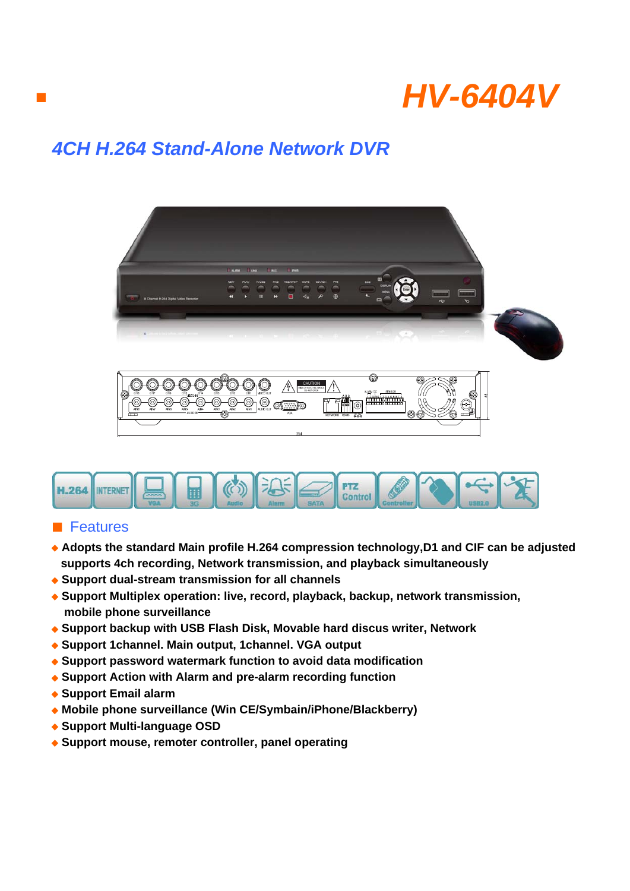# HV-6404V

## 4CH H.264 Stand-Alone Network DVR

## Features

- Adopts the standard Main profile H.264 compression technology,D1 and CIF can be adjusted supports 4ch recording, Network transmission, and playback simultaneously
- Support dual-stream transmission for all channels
- Support Multiplex operation: live, record, playback, backup, network transmission, mobile phone surveillance
- Support backup with USB Flash Disk, Movable hard discus writer, Network
- Support 1channel. Main output, 1channel. VGA output
- Support password watermark function to avoid data modification
- Support Action with Alarm and pre-alarm recording function
- Support Email alarm
- Mobile phone surveillance (Win CE/Symbain/iPhone/Blackberry)
- Support Multi-language OSD
- Support mouse, remoter controller, panel operating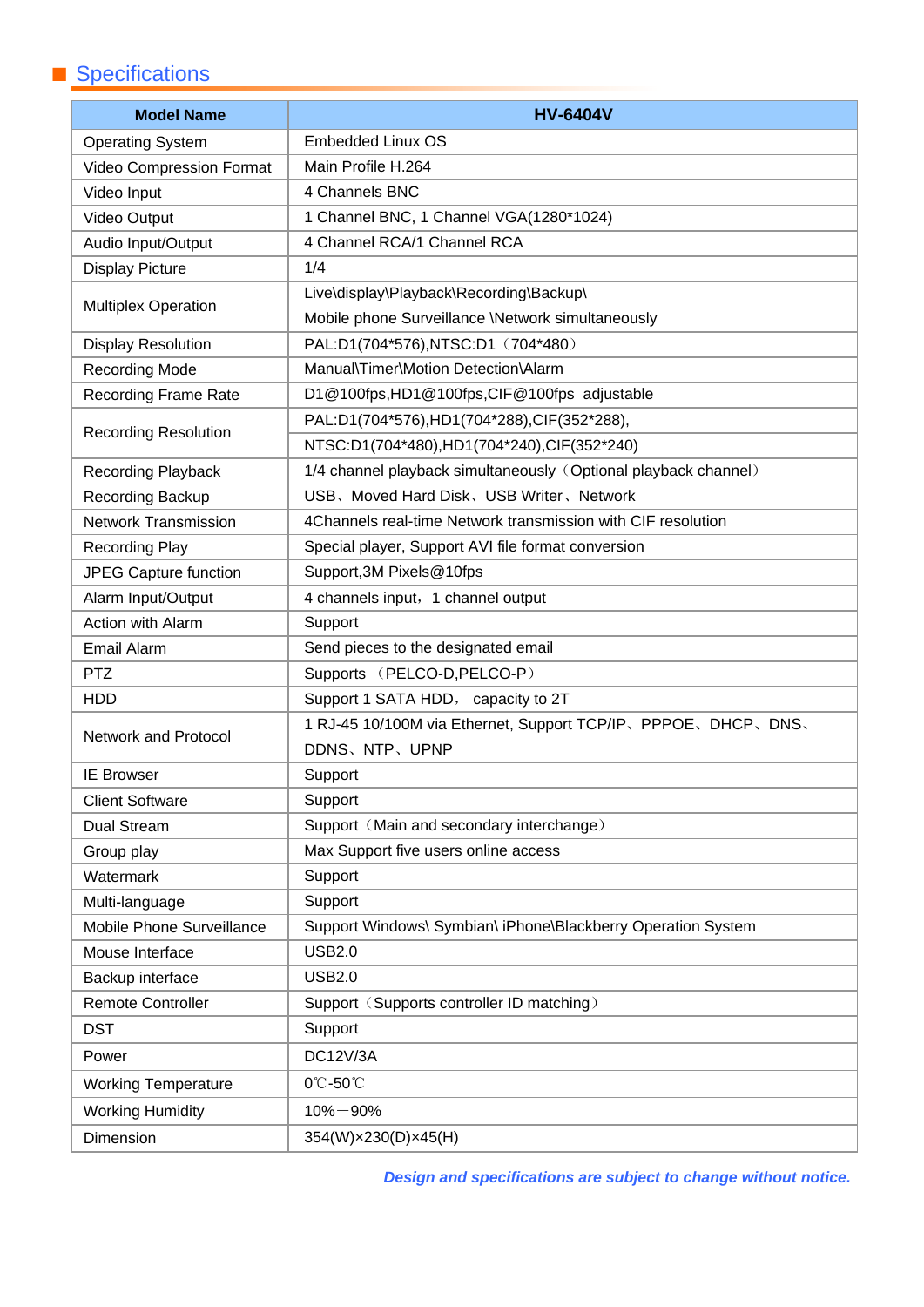## Specifications

| Model Name | HV-6404V |
|---|---|
| Operating System | Embedded Linux OS |
| Video Compression Format | Main Profile H.264 |
| Video Input | 4 Channels BNC |
| Video Output | 1 Channel BNC, 1 Channel VGA(1280*1024) |
| Audio Input/Output | 4 Channel RCA/1 Channel RCA |
| Display Picture | 1/4 |
| Multiplex Operation | Live\display\Playback\Recording\Backup\ Mobile phone Surveillance \Network simultaneously |
| Display Resolution | PAL:D1(704*576),NTSC:D1（704*480） |
| Recording Mode | Manual\Timer\Motion Detection\Alarm |
| Recording Frame Rate | D1@100fps,HD1@100fps,CIF@100fps adjustable |
| Recording Resolution | PAL:D1(704*576),HD1(704*288),CIF(352*288), NTSC:D1(704*480),HD1(704*240),CIF(352*240) |
| Recording Playback | 1/4 channel playback simultaneously（Optional playback channel） |
| Recording Backup | USB、Moved Hard Disk、USB Writer、Network |
| Network Transmission | 4Channels real-time Network transmission with CIF resolution |
| Recording Play | Special player, Support AVI file format conversion |
| JPEG Capture function | Support,3M Pixels@10fps |
| Alarm Input/Output | 4 channels input，1 channel output |
| Action with Alarm | Support |
| Email Alarm | Send pieces to the designated email |
| PTZ | Supports （PELCO-D,PELCO-P） |
| HDD | Support 1 SATA HDD， capacity to 2T |
| Network and Protocol | 1 RJ-45 10/100M via Ethernet, Support TCP/IP、PPPOE、DHCP、DNS、DDNS、NTP、UPNP |
| IE Browser | Support |
| Client Software | Support |
| Dual Stream | Support（Main and secondary interchange） |
| Group play | Max Support five users online access |
| Watermark | Support |
| Multi-language | Support |
| Mobile Phone Surveillance | Support Windows\ Symbian\ iPhone\Blackberry Operation System |
| Mouse Interface | USB2.0 |
| Backup interface | USB2.0 |
| Remote Controller | Support（Supports controller ID matching） |
| DST | Support |
| Power | DC12V/3A |
| Working Temperature | 0℃-50℃ |
| Working Humidity | 10%－90% |
| Dimension | 354(W)×230(D)×45(H) |

***Design and specifications are subject to change without notice.***